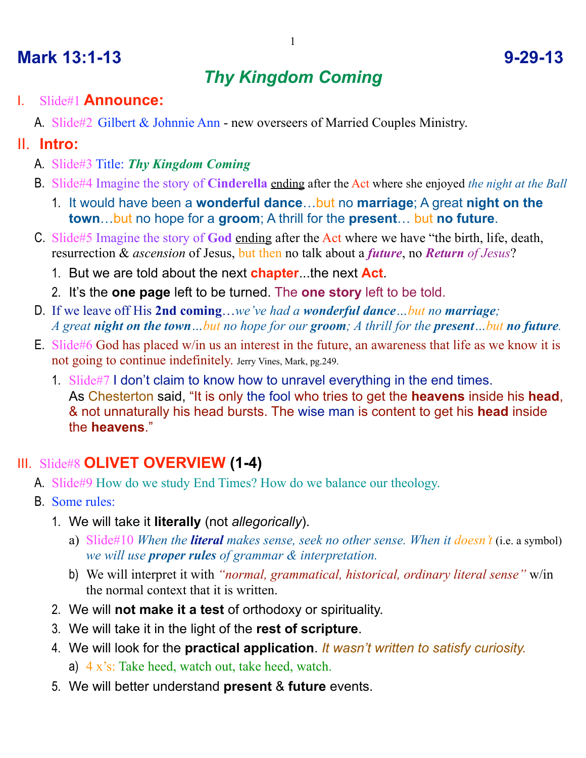# Mark 13:1-13 9-29-13

## *Thy Kingdom Coming*

I. Slide#1 **Announce:**

   A. Slide#2 Gilbert & Johnnie Ann - new overseers of Married Couples Ministry.

II. **Intro:**

   A. Slide#3 Title: ***Thy Kingdom Coming***

   B. Slide#4 Imagine the story of **Cinderella** ending after the Act where she enjoyed *the night at the Ball*

      1. It would have been a **wonderful dance**…but no **marriage**; A great **night on the town**…but no hope for a **groom**; A thrill for the **present**… but **no future**.

   C. Slide#5 Imagine the story of **God** ending after the Act where we have "the birth, life, death, resurrection & *ascension* of Jesus, but then no talk about a ***future***, no ***Return** of Jesus*?

      1. But we are told about the next **chapter**...the next **Act**.

      2. It's the **one page** left to be turned. The **one story** left to be told.

   D. If we leave off His **2nd coming**…*we've had a **wonderful dance**…but no **marriage**; A great **night on the town**…but no hope for our **groom**; A thrill for the **present**…but **no future**.*

   E. Slide#6 God has placed w/in us an interest in the future, an awareness that life as we know it is not going to continue indefinitely. Jerry Vines, Mark, pg.249.

      1. Slide#7 I don't claim to know how to unravel everything in the end times. As Chesterton said, "It is only the fool who tries to get the **heavens** inside his **head**, & not unnaturally his head bursts. The wise man is content to get his **head** inside the **heavens**."

III. Slide#8 **OLIVET OVERVIEW (1-4)**

   A. Slide#9 How do we study End Times? How do we balance our theology.

   B. Some rules:

      1. We will take it **literally** (not *allegorically*).

         a) Slide#10 *When the **literal** makes sense, seek no other sense. When it doesn't* (i.e. a symbol) *we will use **proper rules** of grammar & interpretation.*

         b) We will interpret it with *"normal, grammatical, historical, ordinary literal sense"* w/in the normal context that it is written.

      2. We will **not make it a test** of orthodoxy or spirituality.

      3. We will take it in the light of the **rest of scripture**.

      4. We will look for the **practical application**. *It wasn't written to satisfy curiosity.*

         a) 4 x's: Take heed, watch out, take heed, watch.

      5. We will better understand **present** & **future** events.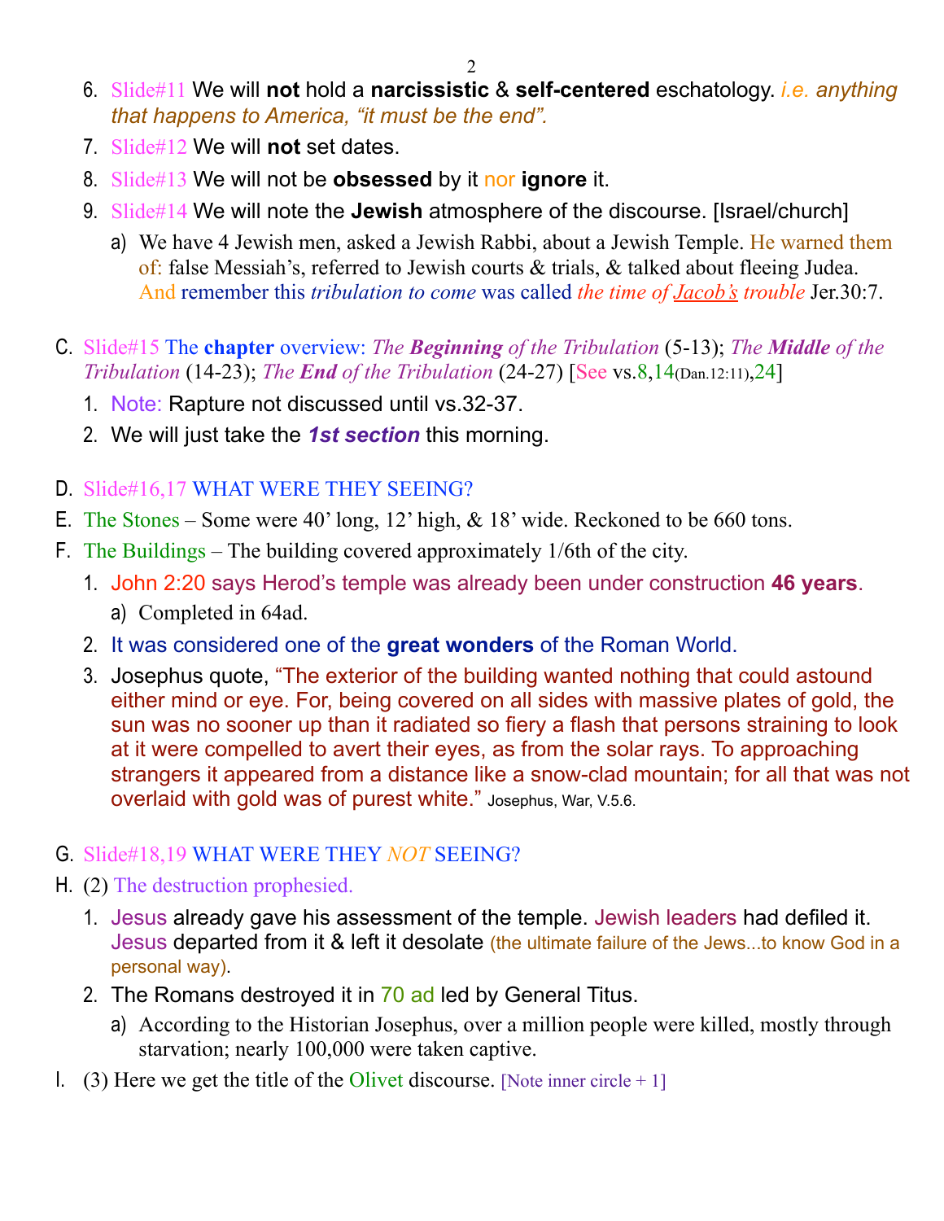6. Slide#11 We will **not** hold a **narcissistic** & **self-centered** eschatology. *i.e. anything that happens to America, "it must be the end".*
7. Slide#12 We will **not** set dates.
8. Slide#13 We will not be **obsessed** by it nor **ignore** it.
9. Slide#14 We will note the **Jewish** atmosphere of the discourse. [Israel/church]
   a) We have 4 Jewish men, asked a Jewish Rabbi, about a Jewish Temple. He warned them of: false Messiah's, referred to Jewish courts & trials, & talked about fleeing Judea. And remember this *tribulation to come* was called *the time of Jacob's trouble* Jer.30:7.

C. Slide#15 The **chapter** overview: *The **Beginning** of the Tribulation* (5-13); *The **Middle** of the Tribulation* (14-23); *The **End** of the Tribulation* (24-27) [See vs.8,14(Dan.12:11),24]
   1. Note: Rapture not discussed until vs.32-37.
   2. We will just take the ***1st section*** this morning.

D. Slide#16,17 WHAT WERE THEY SEEING?

E. The Stones – Some were 40' long, 12' high, & 18' wide. Reckoned to be 660 tons.

F. The Buildings – The building covered approximately 1/6th of the city.
   1. John 2:20 says Herod's temple was already been under construction **46 years**.
      a) Completed in 64ad.
   2. It was considered one of the **great wonders** of the Roman World.
   3. Josephus quote, "The exterior of the building wanted nothing that could astound either mind or eye. For, being covered on all sides with massive plates of gold, the sun was no sooner up than it radiated so fiery a flash that persons straining to look at it were compelled to avert their eyes, as from the solar rays. To approaching strangers it appeared from a distance like a snow-clad mountain; for all that was not overlaid with gold was of purest white." Josephus, War, V.5.6.

G. Slide#18,19 WHAT WERE THEY *NOT* SEEING?

H. (2) The destruction prophesied.
   1. Jesus already gave his assessment of the temple. Jewish leaders had defiled it. Jesus departed from it & left it desolate (the ultimate failure of the Jews...to know God in a personal way).
   2. The Romans destroyed it in 70 ad led by General Titus.
      a) According to the Historian Josephus, over a million people were killed, mostly through starvation; nearly 100,000 were taken captive.

I. (3) Here we get the title of the Olivet discourse. [Note inner circle + 1]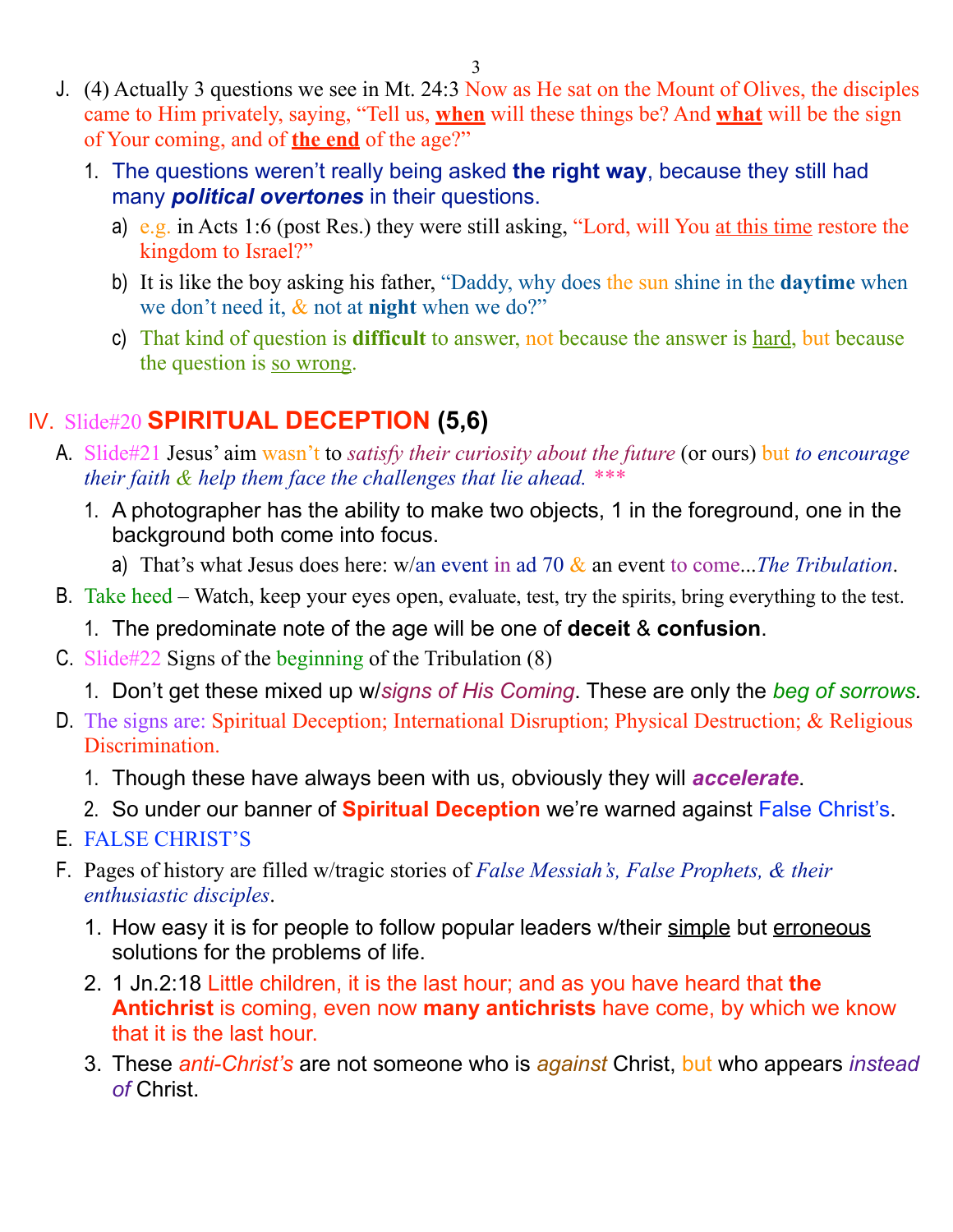J. (4) Actually 3 questions we see in Mt. 24:3 Now as He sat on the Mount of Olives, the disciples came to Him privately, saying, "Tell us, **when** will these things be? And **what** will be the sign of Your coming, and of **the end** of the age?"

1. The questions weren't really being asked **the right way**, because they still had many ***political overtones*** in their questions.
    a) e.g. in Acts 1:6 (post Res.) they were still asking, "Lord, will You at this time restore the kingdom to Israel?"
    b) It is like the boy asking his father, "Daddy, why does the sun shine in the **daytime** when we don't need it, & not at **night** when we do?"
    c) That kind of question is **difficult** to answer, not because the answer is hard, but because the question is so wrong.

## IV. Slide#20 **SPIRITUAL DECEPTION (5,6)**

A. Slide#21 Jesus' aim wasn't to *satisfy their curiosity about the future* (or ours) but *to encourage their faith & help them face the challenges that lie ahead.* ***

1. A photographer has the ability to make two objects, 1 in the foreground, one in the background both come into focus.
    a) That's what Jesus does here: w/an event in ad 70 & an event to come...*The Tribulation*.

B. Take heed – Watch, keep your eyes open, evaluate, test, try the spirits, bring everything to the test.

1. The predominate note of the age will be one of **deceit** & **confusion**.

C. Slide#22 Signs of the beginning of the Tribulation (8)

1. Don't get these mixed up w/*signs of His Coming*. These are only the *beg of sorrows.*

D. The signs are: Spiritual Deception; International Disruption; Physical Destruction; & Religious Discrimination.

1. Though these have always been with us, obviously they will ***accelerate***.
2. So under our banner of **Spiritual Deception** we're warned against False Christ's.

E. FALSE CHRIST'S

F. Pages of history are filled w/tragic stories of *False Messiah's, False Prophets, & their enthusiastic disciples*.

1. How easy it is for people to follow popular leaders w/their simple but erroneous solutions for the problems of life.
2. 1 Jn.2:18 Little children, it is the last hour; and as you have heard that **the Antichrist** is coming, even now **many antichrists** have come, by which we know that it is the last hour.
3. These *anti-Christ's* are not someone who is *against* Christ, but who appears *instead of* Christ.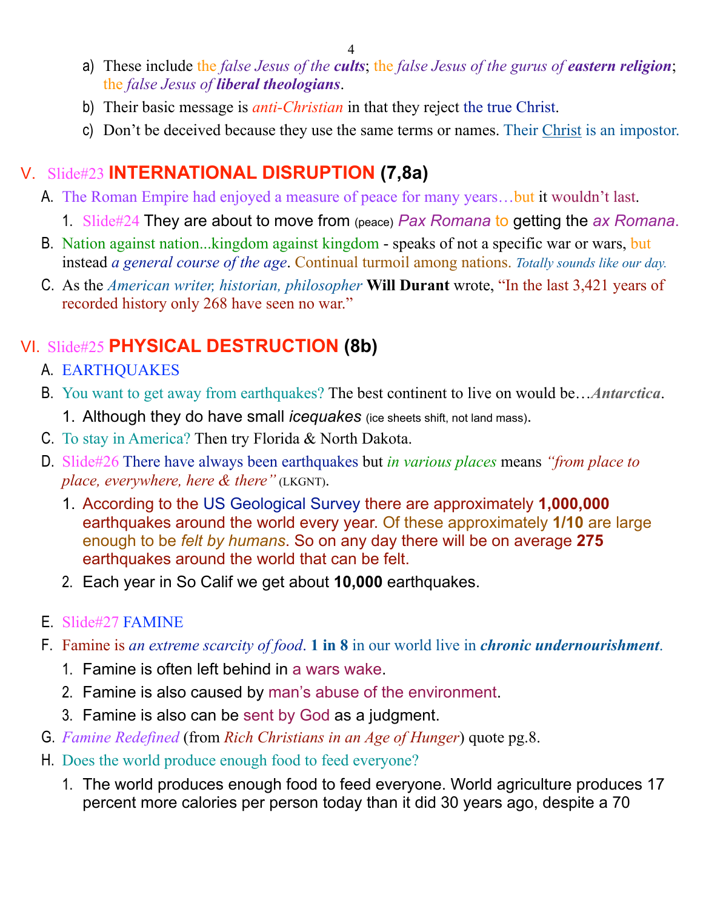a) These include the *false Jesus of the **cults***; the *false Jesus of the gurus of **eastern religion***; the *false Jesus of **liberal theologians***.
b) Their basic message is *anti-Christian* in that they reject the true Christ.
c) Don't be deceived because they use the same terms or names. Their Christ is an impostor.

## V. Slide#23 INTERNATIONAL DISRUPTION (7,8a)

A. The Roman Empire had enjoyed a measure of peace for many years…but it wouldn't last.
   1. Slide#24 They are about to move from (peace) *Pax Romana* to getting the *ax Romana*.

B. Nation against nation...kingdom against kingdom - speaks of not a specific war or wars, but instead *a general course of the age*. Continual turmoil among nations. *Totally sounds like our day.*

C. As the *American writer, historian, philosopher* **Will Durant** wrote, "In the last 3,421 years of recorded history only 268 have seen no war."

## VI. Slide#25 PHYSICAL DESTRUCTION (8b)

A. EARTHQUAKES

B. You want to get away from earthquakes? The best continent to live on would be…***Antarctica***.
   1. Although they do have small *icequakes* (ice sheets shift, not land mass).

C. To stay in America? Then try Florida & North Dakota.

D. Slide#26 There have always been earthquakes but *in various places* means *"from place to place, everywhere, here & there"* (LKGNT).
   1. According to the US Geological Survey there are approximately **1,000,000** earthquakes around the world every year. Of these approximately **1/10** are large enough to be *felt by humans*. So on any day there will be on average **275** earthquakes around the world that can be felt.
   2. Each year in So Calif we get about **10,000** earthquakes.

E. Slide#27 FAMINE

F. Famine is *an extreme scarcity of food*. **1 in 8** in our world live in ***chronic undernourishment***.
   1. Famine is often left behind in a wars wake.
   2. Famine is also caused by man's abuse of the environment.
   3. Famine is also can be sent by God as a judgment.

G. *Famine Redefined* (from *Rich Christians in an Age of Hunger*) quote pg.8.

H. Does the world produce enough food to feed everyone?
   1. The world produces enough food to feed everyone. World agriculture produces 17 percent more calories per person today than it did 30 years ago, despite a 70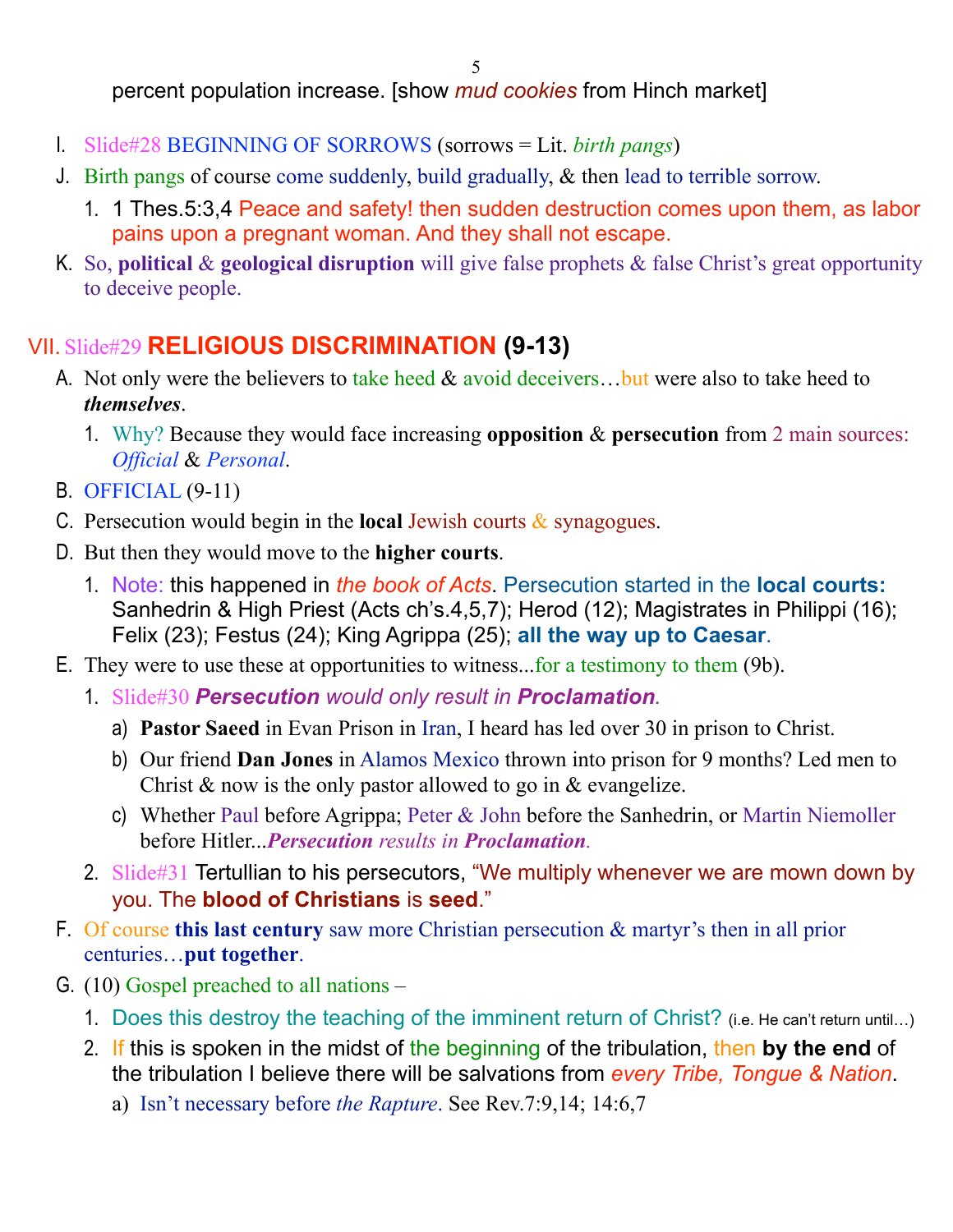percent population increase. [show *mud cookies* from Hinch market]

I. Slide#28 BEGINNING OF SORROWS (sorrows = Lit. *birth pangs*)

J. Birth pangs of course come suddenly, build gradually, & then lead to terrible sorrow.
   1. 1 Thes.5:3,4 Peace and safety! then sudden destruction comes upon them, as labor pains upon a pregnant woman. And they shall not escape.

K. So, **political** & **geological disruption** will give false prophets & false Christ's great opportunity to deceive people.

## VII. Slide#29 **RELIGIOUS DISCRIMINATION (9-13)**

A. Not only were the believers to take heed & avoid deceivers…but were also to take heed to ***themselves***.
   1. Why? Because they would face increasing **opposition** & **persecution** from 2 main sources: *Official* & *Personal*.

B. OFFICIAL (9-11)

C. Persecution would begin in the **local** Jewish courts & synagogues.

D. But then they would move to the **higher courts**.
   1. Note: this happened in *the book of Acts*. Persecution started in the **local courts:** Sanhedrin & High Priest (Acts ch's.4,5,7); Herod (12); Magistrates in Philippi (16); Felix (23); Festus (24); King Agrippa (25); **all the way up to Caesar**.

E. They were to use these at opportunities to witness...for a testimony to them (9b).
   1. Slide#30 ***Persecution** would only result in **Proclamation**.*
      a) **Pastor Saeed** in Evan Prison in Iran, I heard has led over 30 in prison to Christ.
      b) Our friend **Dan Jones** in Alamos Mexico thrown into prison for 9 months? Led men to Christ & now is the only pastor allowed to go in & evangelize.
      c) Whether Paul before Agrippa; Peter & John before the Sanhedrin, or Martin Niemoller before Hitler...***Persecution** results in **Proclamation**.*
   2. Slide#31 Tertullian to his persecutors, "We multiply whenever we are mown down by you. The **blood of Christians** is **seed**."

F. Of course **this last century** saw more Christian persecution & martyr's then in all prior centuries…**put together**.

G. (10) Gospel preached to all nations –
   1. Does this destroy the teaching of the imminent return of Christ? (i.e. He can't return until…)
   2. If this is spoken in the midst of the beginning of the tribulation, then **by the end** of the tribulation I believe there will be salvations from *every Tribe, Tongue & Nation*.
      a) Isn't necessary before *the Rapture*. See Rev.7:9,14; 14:6,7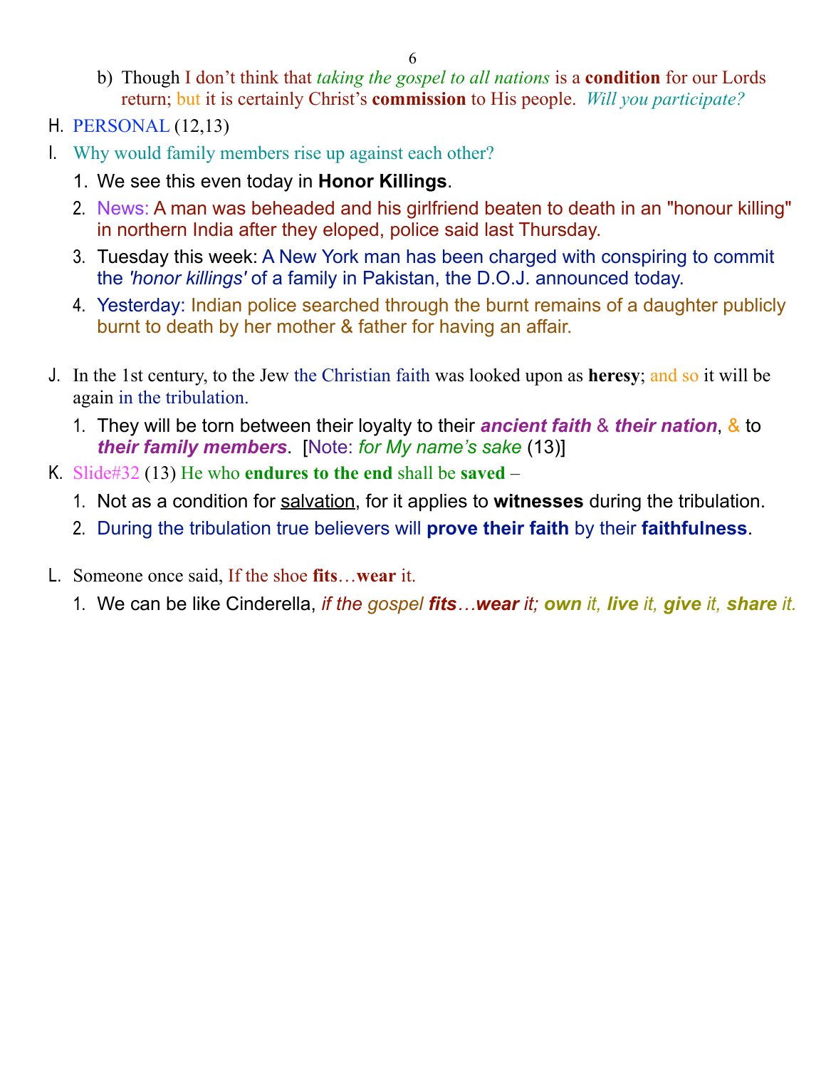b) Though I don't think that *taking the gospel to all nations* is a **condition** for our Lords return; but it is certainly Christ's **commission** to His people. *Will you participate?*

H. PERSONAL (12,13)

I. Why would family members rise up against each other?

1. We see this even today in **Honor Killings**.
2. News: A man was beheaded and his girlfriend beaten to death in an "honour killing" in northern India after they eloped, police said last Thursday.
3. Tuesday this week: A New York man has been charged with conspiring to commit the *'honor killings'* of a family in Pakistan, the D.O.J. announced today.
4. Yesterday: Indian police searched through the burnt remains of a daughter publicly burnt to death by her mother & father for having an affair.

J. In the 1st century, to the Jew the Christian faith was looked upon as **heresy**; and so it will be again in the tribulation.

1. They will be torn between their loyalty to their ***ancient faith*** & ***their nation***, & to ***their family members***. [Note: *for My name's sake* (13)]

K. Slide#32 (13) He who **endures to the end** shall be **saved** –

1. Not as a condition for <u>salvation</u>, for it applies to **witnesses** during the tribulation.
2. During the tribulation true believers will **prove their faith** by their **faithfulness**.

L. Someone once said, If the shoe **fits**…**wear** it.

1. We can be like Cinderella, *if the gospel **fits**…**wear** it; **own** it, **live** it, **give** it, **share** it.*